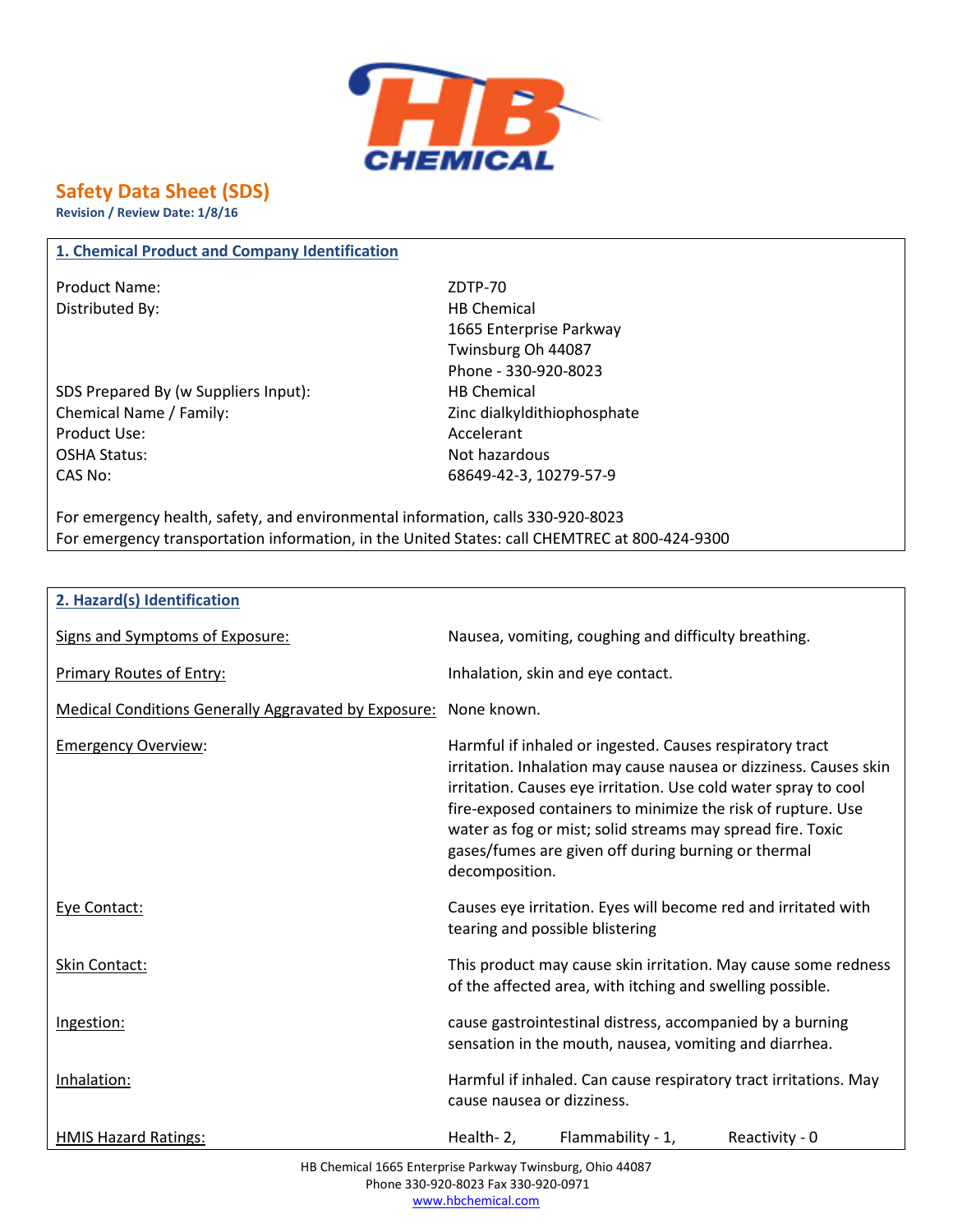# Safety Data Sheet (SDS)

**Revision / Review Date: 1/8/16**

## 1. Chemical Product and Company Identification

| | |
|---|---|
| Product Name: | ZDTP-70 |
| Distributed By: | HB Chemical<br>1665 Enterprise Parkway<br>Twinsburg Oh 44087<br>Phone - 330-920-8023 |
| SDS Prepared By (w Suppliers Input): | HB Chemical |
| Chemical Name / Family: | Zinc dialkyldithiophosphate |
| Product Use: | Accelerant |
| OSHA Status: | Not hazardous |
| CAS No: | 68649-42-3, 10279-57-9 |

For emergency health, safety, and environmental information, calls 330-920-8023

For emergency transportation information, in the United States: call CHEMTREC at 800-424-9300

## 2. Hazard(s) Identification

| | |
|---|---|
| Signs and Symptoms of Exposure: | Nausea, vomiting, coughing and difficulty breathing. |
| Primary Routes of Entry: | Inhalation, skin and eye contact. |
| Medical Conditions Generally Aggravated by Exposure: | None known. |
| Emergency Overview: | Harmful if inhaled or ingested. Causes respiratory tract irritation. Inhalation may cause nausea or dizziness. Causes skin irritation. Causes eye irritation. Use cold water spray to cool fire-exposed containers to minimize the risk of rupture. Use water as fog or mist; solid streams may spread fire. Toxic gases/fumes are given off during burning or thermal decomposition. |
| Eye Contact: | Causes eye irritation. Eyes will become red and irritated with tearing and possible blistering |
| Skin Contact: | This product may cause skin irritation. May cause some redness of the affected area, with itching and swelling possible. |
| Ingestion: | cause gastrointestinal distress, accompanied by a burning sensation in the mouth, nausea, vomiting and diarrhea. |
| Inhalation: | Harmful if inhaled. Can cause respiratory tract irritations. May cause nausea or dizziness. |
| HMIS Hazard Ratings: | Health- 2, Flammability - 1, Reactivity - 0 |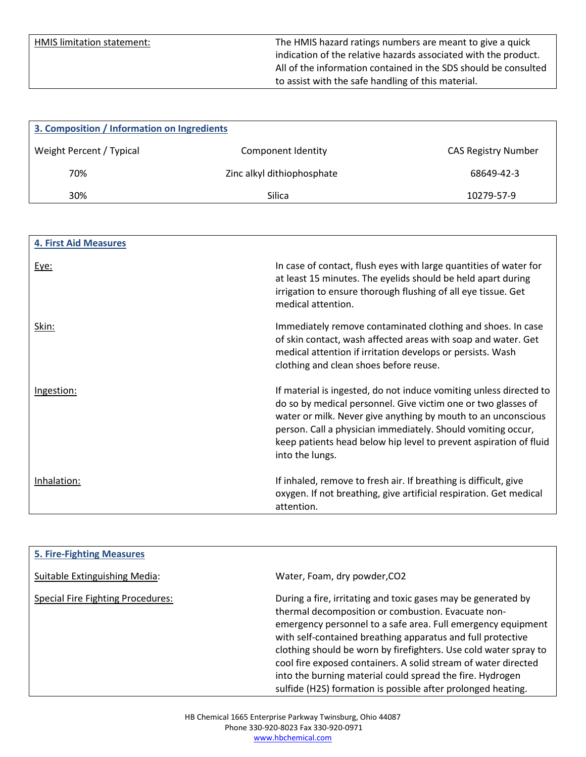| HMIS limitation statement: | The HMIS hazard ratings numbers are meant to give a quick indication of the relative hazards associated with the product. All of the information contained in the SDS should be consulted to assist with the safe handling of this material. |
|---|---|

## 3. Composition / Information on Ingredients

| Weight Percent / Typical | Component Identity | CAS Registry Number |
|---|---|---|
| 70% | Zinc alkyl dithiophosphate | 68649-42-3 |
| 30% | Silica | 10279-57-9 |

## 4. First Aid Measures

| | |
|---|---|
| Eye: | In case of contact, flush eyes with large quantities of water for at least 15 minutes. The eyelids should be held apart during irrigation to ensure thorough flushing of all eye tissue. Get medical attention. |
| Skin: | Immediately remove contaminated clothing and shoes. In case of skin contact, wash affected areas with soap and water. Get medical attention if irritation develops or persists. Wash clothing and clean shoes before reuse. |
| Ingestion: | If material is ingested, do not induce vomiting unless directed to do so by medical personnel. Give victim one or two glasses of water or milk. Never give anything by mouth to an unconscious person. Call a physician immediately. Should vomiting occur, keep patients head below hip level to prevent aspiration of fluid into the lungs. |
| Inhalation: | If inhaled, remove to fresh air. If breathing is difficult, give oxygen. If not breathing, give artificial respiration. Get medical attention. |

## 5. Fire-Fighting Measures

| | |
|---|---|
| Suitable Extinguishing Media: | Water, Foam, dry powder,CO2 |
| Special Fire Fighting Procedures: | During a fire, irritating and toxic gases may be generated by thermal decomposition or combustion. Evacuate non-emergency personnel to a safe area. Full emergency equipment with self-contained breathing apparatus and full protective clothing should be worn by firefighters. Use cold water spray to cool fire exposed containers. A solid stream of water directed into the burning material could spread the fire. Hydrogen sulfide ($H_2S$) formation is possible after prolonged heating. |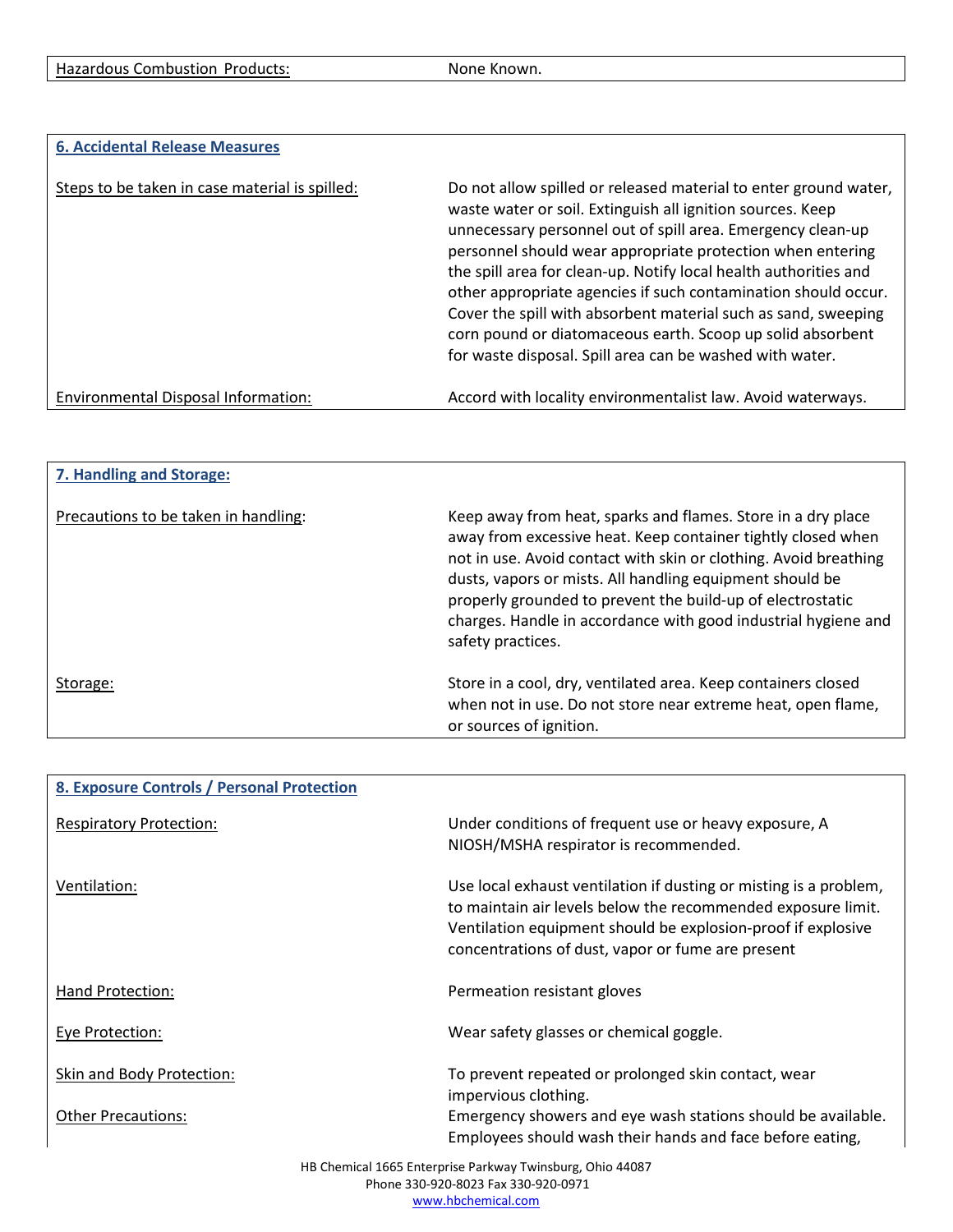| Hazardous Combustion Products: | None Known. |
|---|---|

## 6. Accidental Release Measures

| | |
|---|---|
| Steps to be taken in case material is spilled: | Do not allow spilled or released material to enter ground water, waste water or soil. Extinguish all ignition sources. Keep unnecessary personnel out of spill area. Emergency clean-up personnel should wear appropriate protection when entering the spill area for clean-up. Notify local health authorities and other appropriate agencies if such contamination should occur. Cover the spill with absorbent material such as sand, sweeping corn pound or diatomaceous earth. Scoop up solid absorbent for waste disposal. Spill area can be washed with water. |
| Environmental Disposal Information: | Accord with locality environmentalist law. Avoid waterways. |

## 7. Handling and Storage:

| | |
|---|---|
| Precautions to be taken in handling: | Keep away from heat, sparks and flames. Store in a dry place away from excessive heat. Keep container tightly closed when not in use. Avoid contact with skin or clothing. Avoid breathing dusts, vapors or mists. All handling equipment should be properly grounded to prevent the build-up of electrostatic charges. Handle in accordance with good industrial hygiene and safety practices. |
| Storage: | Store in a cool, dry, ventilated area. Keep containers closed when not in use. Do not store near extreme heat, open flame, or sources of ignition. |

## 8. Exposure Controls / Personal Protection

| | |
|---|---|
| Respiratory Protection: | Under conditions of frequent use or heavy exposure, A NIOSH/MSHA respirator is recommended. |
| Ventilation: | Use local exhaust ventilation if dusting or misting is a problem, to maintain air levels below the recommended exposure limit. Ventilation equipment should be explosion-proof if explosive concentrations of dust, vapor or fume are present |
| Hand Protection: | Permeation resistant gloves |
| Eye Protection: | Wear safety glasses or chemical goggle. |
| Skin and Body Protection: | To prevent repeated or prolonged skin contact, wear impervious clothing. |
| Other Precautions: | Emergency showers and eye wash stations should be available. Employees should wash their hands and face before eating, |

HB Chemical 1665 Enterprise Parkway Twinsburg, Ohio 44087
Phone 330-920-8023 Fax 330-920-0971
www.hbchemical.com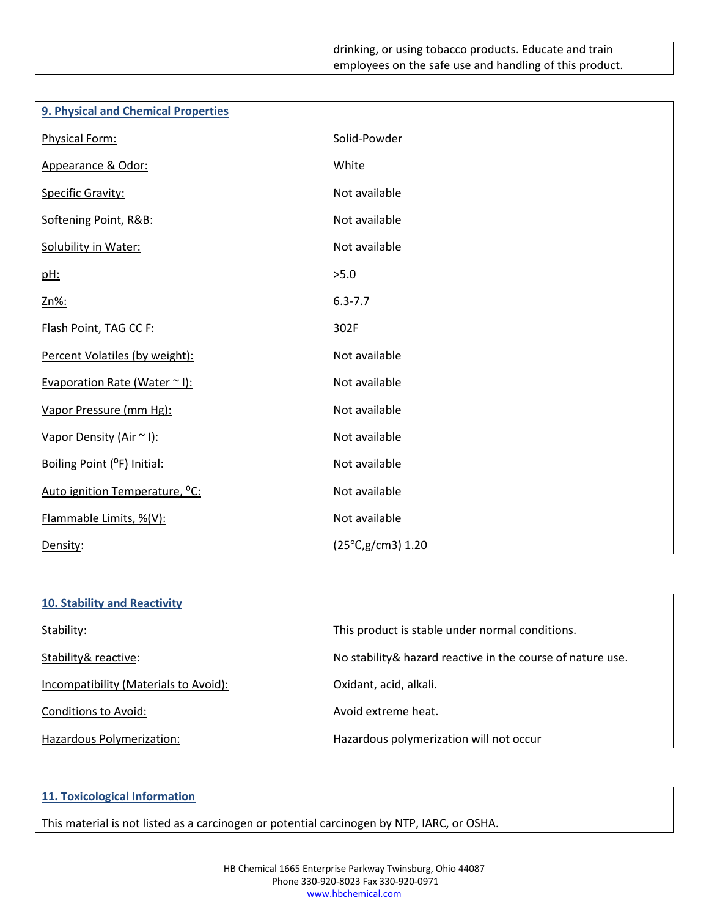drinking, or using tobacco products. Educate and train employees on the safe use and handling of this product.

## 9. Physical and Chemical Properties

| Property | Value |
|---|---|
| Physical Form: | Solid-Powder |
| Appearance & Odor: | White |
| Specific Gravity: | Not available |
| Softening Point, R&B: | Not available |
| Solubility in Water: | Not available |
| pH: | >5.0 |
| Zn%: | 6.3-7.7 |
| Flash Point, TAG CC F: | 302F |
| Percent Volatiles (by weight): | Not available |
| Evaporation Rate (Water ~ I): | Not available |
| Vapor Pressure (mm Hg): | Not available |
| Vapor Density (Air ~ I): | Not available |
| Boiling Point (ºF) Initial: | Not available |
| Auto ignition Temperature, ºC: | Not available |
| Flammable Limits, %(V): | Not available |
| Density: | (25℃,g/cm3) 1.20 |

## 10. Stability and Reactivity

| Property | Value |
|---|---|
| Stability: | This product is stable under normal conditions. |
| Stability& reactive: | No stability& hazard reactive in the course of nature use. |
| Incompatibility (Materials to Avoid): | Oxidant, acid, alkali. |
| Conditions to Avoid: | Avoid extreme heat. |
| Hazardous Polymerization: | Hazardous polymerization will not occur |

## 11. Toxicological Information

This material is not listed as a carcinogen or potential carcinogen by NTP, IARC, or OSHA.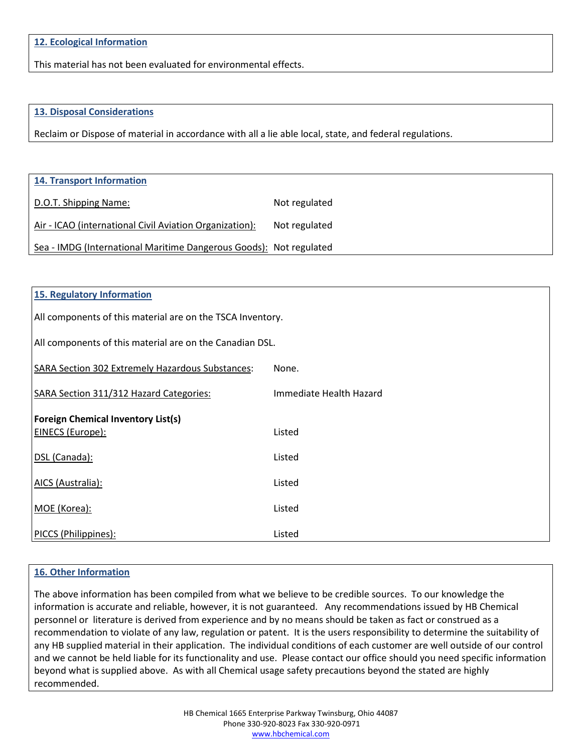## 12. Ecological Information

This material has not been evaluated for environmental effects.

## 13. Disposal Considerations

Reclaim or Dispose of material in accordance with all a lie able local, state, and federal regulations.

## 14. Transport Information

| | |
|---|---|
| D.O.T. Shipping Name: | Not regulated |
| Air - ICAO (international Civil Aviation Organization): | Not regulated |
| Sea - IMDG (International Maritime Dangerous Goods): | Not regulated |

## 15. Regulatory Information

All components of this material are on the TSCA Inventory.

All components of this material are on the Canadian DSL.

| | |
|---|---|
| SARA Section 302 Extremely Hazardous Substances: | None. |
| SARA Section 311/312 Hazard Categories: | Immediate Health Hazard |

**Foreign Chemical Inventory List(s)**

| | |
|---|---|
| EINECS (Europe): | Listed |
| DSL (Canada): | Listed |
| AICS (Australia): | Listed |
| MOE (Korea): | Listed |
| PICCS (Philippines): | Listed |

## 16. Other Information

The above information has been compiled from what we believe to be credible sources. To our knowledge the information is accurate and reliable, however, it is not guaranteed. Any recommendations issued by HB Chemical personnel or literature is derived from experience and by no means should be taken as fact or construed as a recommendation to violate of any law, regulation or patent. It is the users responsibility to determine the suitability of any HB supplied material in their application. The individual conditions of each customer are well outside of our control and we cannot be held liable for its functionality and use. Please contact our office should you need specific information beyond what is supplied above. As with all Chemical usage safety precautions beyond the stated are highly recommended.

HB Chemical 1665 Enterprise Parkway Twinsburg, Ohio 44087
Phone 330-920-8023 Fax 330-920-0971
www.hbchemical.com